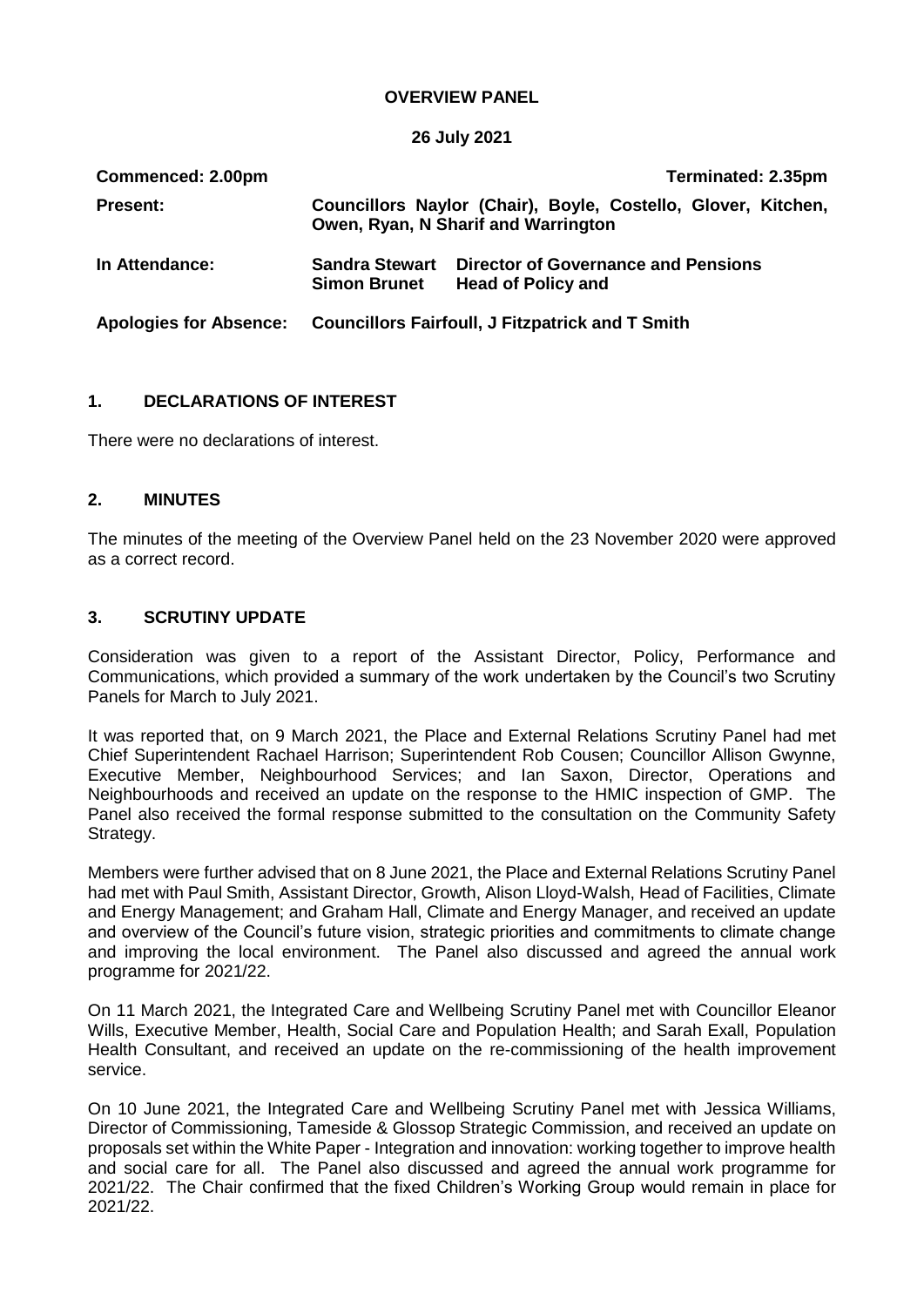**OVERVIEW PANEL**

**26 July 2021**

| | |
|---|---|
| **Commenced: 2.00pm** | **Terminated: 2.35pm** |
| **Present:** | **Councillors Naylor (Chair), Boyle, Costello, Glover, Kitchen, Owen, Ryan, N Sharif and Warrington** |
| **In Attendance:** | **Sandra Stewart Director of Governance and Pensions**<br>**Simon Brunet Head of Policy and** |
| **Apologies for Absence:** | **Councillors Fairfoull, J Fitzpatrick and T Smith** |

## 1. DECLARATIONS OF INTEREST

There were no declarations of interest.

## 2. MINUTES

The minutes of the meeting of the Overview Panel held on the 23 November 2020 were approved as a correct record.

## 3. SCRUTINY UPDATE

Consideration was given to a report of the Assistant Director, Policy, Performance and Communications, which provided a summary of the work undertaken by the Council's two Scrutiny Panels for March to July 2021.

It was reported that, on 9 March 2021, the Place and External Relations Scrutiny Panel had met Chief Superintendent Rachael Harrison; Superintendent Rob Cousen; Councillor Allison Gwynne, Executive Member, Neighbourhood Services; and Ian Saxon, Director, Operations and Neighbourhoods and received an update on the response to the HMIC inspection of GMP. The Panel also received the formal response submitted to the consultation on the Community Safety Strategy.

Members were further advised that on 8 June 2021, the Place and External Relations Scrutiny Panel had met with Paul Smith, Assistant Director, Growth, Alison Lloyd-Walsh, Head of Facilities, Climate and Energy Management; and Graham Hall, Climate and Energy Manager, and received an update and overview of the Council's future vision, strategic priorities and commitments to climate change and improving the local environment. The Panel also discussed and agreed the annual work programme for 2021/22.

On 11 March 2021, the Integrated Care and Wellbeing Scrutiny Panel met with Councillor Eleanor Wills, Executive Member, Health, Social Care and Population Health; and Sarah Exall, Population Health Consultant, and received an update on the re-commissioning of the health improvement service.

On 10 June 2021, the Integrated Care and Wellbeing Scrutiny Panel met with Jessica Williams, Director of Commissioning, Tameside & Glossop Strategic Commission, and received an update on proposals set within the White Paper - Integration and innovation: working together to improve health and social care for all. The Panel also discussed and agreed the annual work programme for 2021/22. The Chair confirmed that the fixed Children's Working Group would remain in place for 2021/22.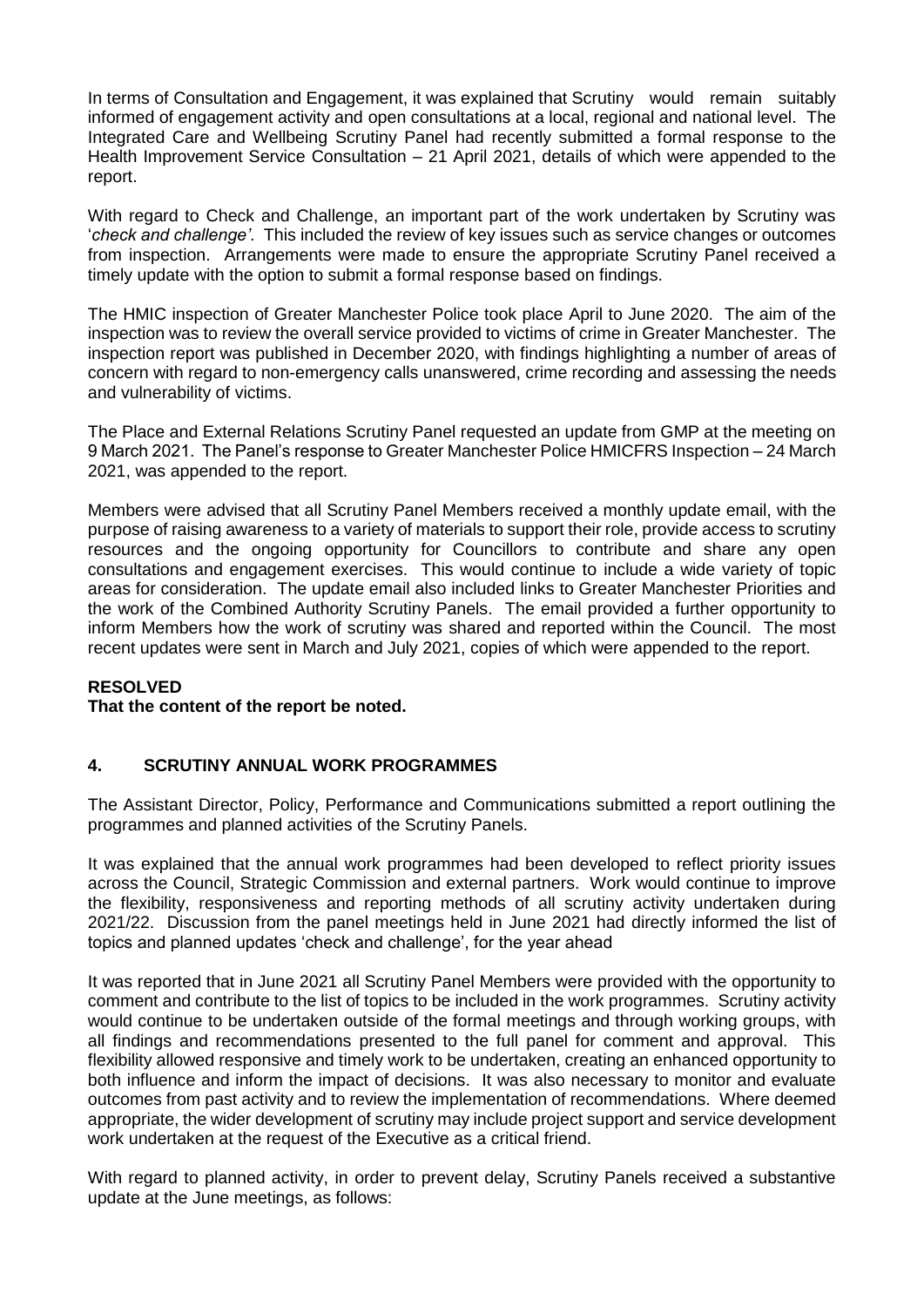In terms of Consultation and Engagement, it was explained that Scrutiny would remain suitably informed of engagement activity and open consultations at a local, regional and national level. The Integrated Care and Wellbeing Scrutiny Panel had recently submitted a formal response to the Health Improvement Service Consultation – 21 April 2021, details of which were appended to the report.

With regard to Check and Challenge, an important part of the work undertaken by Scrutiny was '*check and challenge'*. This included the review of key issues such as service changes or outcomes from inspection. Arrangements were made to ensure the appropriate Scrutiny Panel received a timely update with the option to submit a formal response based on findings.

The HMIC inspection of Greater Manchester Police took place April to June 2020. The aim of the inspection was to review the overall service provided to victims of crime in Greater Manchester. The inspection report was published in December 2020, with findings highlighting a number of areas of concern with regard to non-emergency calls unanswered, crime recording and assessing the needs and vulnerability of victims.

The Place and External Relations Scrutiny Panel requested an update from GMP at the meeting on 9 March 2021. The Panel's response to Greater Manchester Police HMICFRS Inspection – 24 March 2021, was appended to the report.

Members were advised that all Scrutiny Panel Members received a monthly update email, with the purpose of raising awareness to a variety of materials to support their role, provide access to scrutiny resources and the ongoing opportunity for Councillors to contribute and share any open consultations and engagement exercises. This would continue to include a wide variety of topic areas for consideration. The update email also included links to Greater Manchester Priorities and the work of the Combined Authority Scrutiny Panels. The email provided a further opportunity to inform Members how the work of scrutiny was shared and reported within the Council. The most recent updates were sent in March and July 2021, copies of which were appended to the report.

**RESOLVED**
**That the content of the report be noted.**

## 4. SCRUTINY ANNUAL WORK PROGRAMMES

The Assistant Director, Policy, Performance and Communications submitted a report outlining the programmes and planned activities of the Scrutiny Panels.

It was explained that the annual work programmes had been developed to reflect priority issues across the Council, Strategic Commission and external partners. Work would continue to improve the flexibility, responsiveness and reporting methods of all scrutiny activity undertaken during 2021/22. Discussion from the panel meetings held in June 2021 had directly informed the list of topics and planned updates 'check and challenge', for the year ahead

It was reported that in June 2021 all Scrutiny Panel Members were provided with the opportunity to comment and contribute to the list of topics to be included in the work programmes. Scrutiny activity would continue to be undertaken outside of the formal meetings and through working groups, with all findings and recommendations presented to the full panel for comment and approval. This flexibility allowed responsive and timely work to be undertaken, creating an enhanced opportunity to both influence and inform the impact of decisions. It was also necessary to monitor and evaluate outcomes from past activity and to review the implementation of recommendations. Where deemed appropriate, the wider development of scrutiny may include project support and service development work undertaken at the request of the Executive as a critical friend.

With regard to planned activity, in order to prevent delay, Scrutiny Panels received a substantive update at the June meetings, as follows: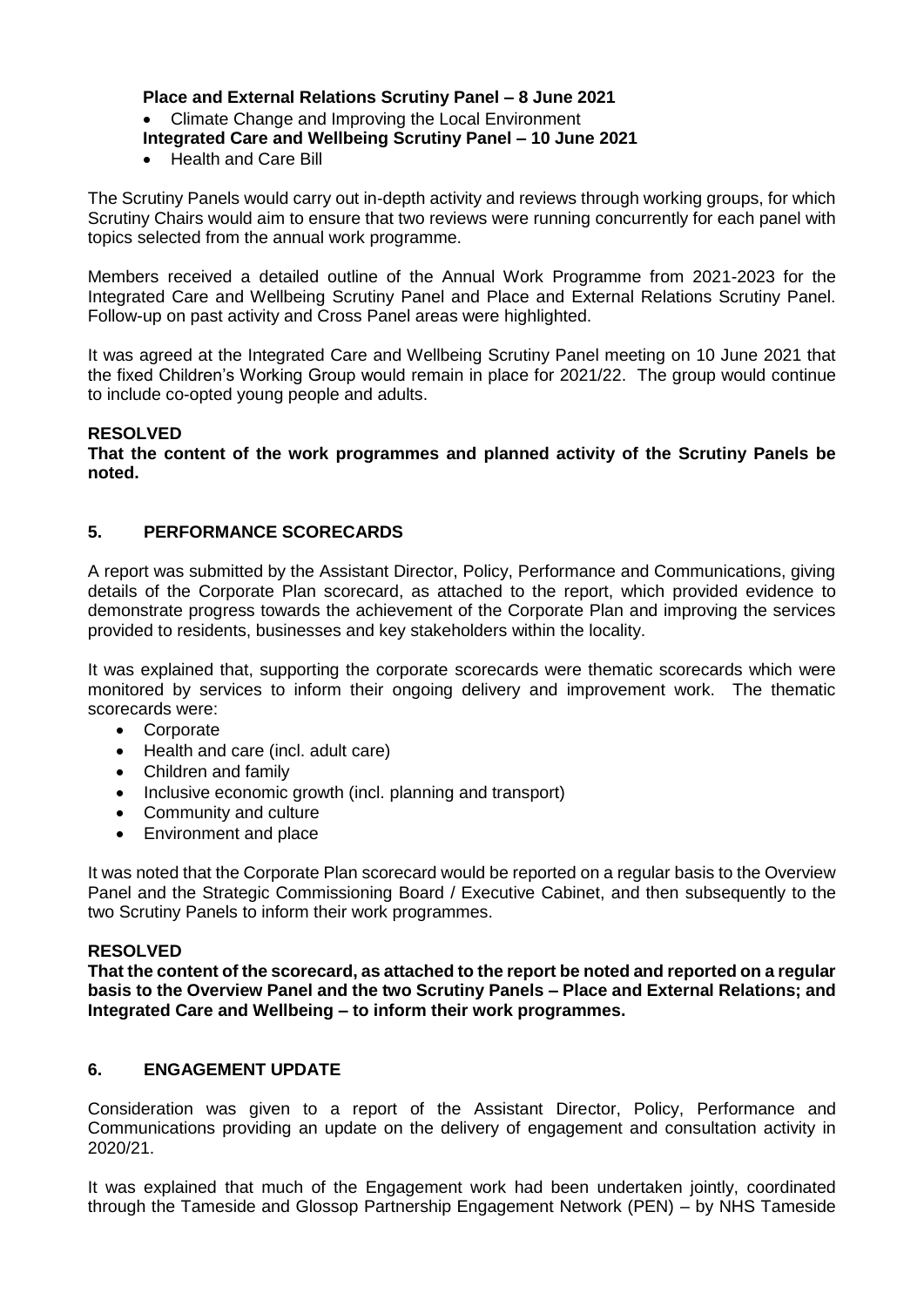**Place and External Relations Scrutiny Panel – 8 June 2021**

- Climate Change and Improving the Local Environment

**Integrated Care and Wellbeing Scrutiny Panel – 10 June 2021**

- Health and Care Bill

The Scrutiny Panels would carry out in-depth activity and reviews through working groups, for which Scrutiny Chairs would aim to ensure that two reviews were running concurrently for each panel with topics selected from the annual work programme.

Members received a detailed outline of the Annual Work Programme from 2021-2023 for the Integrated Care and Wellbeing Scrutiny Panel and Place and External Relations Scrutiny Panel. Follow-up on past activity and Cross Panel areas were highlighted.

It was agreed at the Integrated Care and Wellbeing Scrutiny Panel meeting on 10 June 2021 that the fixed Children's Working Group would remain in place for 2021/22. The group would continue to include co-opted young people and adults.

**RESOLVED**
**That the content of the work programmes and planned activity of the Scrutiny Panels be noted.**

## 5. PERFORMANCE SCORECARDS

A report was submitted by the Assistant Director, Policy, Performance and Communications, giving details of the Corporate Plan scorecard, as attached to the report, which provided evidence to demonstrate progress towards the achievement of the Corporate Plan and improving the services provided to residents, businesses and key stakeholders within the locality.

It was explained that, supporting the corporate scorecards were thematic scorecards which were monitored by services to inform their ongoing delivery and improvement work. The thematic scorecards were:

- Corporate
- Health and care (incl. adult care)
- Children and family
- Inclusive economic growth (incl. planning and transport)
- Community and culture
- Environment and place

It was noted that the Corporate Plan scorecard would be reported on a regular basis to the Overview Panel and the Strategic Commissioning Board / Executive Cabinet, and then subsequently to the two Scrutiny Panels to inform their work programmes.

**RESOLVED**
**That the content of the scorecard, as attached to the report be noted and reported on a regular basis to the Overview Panel and the two Scrutiny Panels – Place and External Relations; and Integrated Care and Wellbeing – to inform their work programmes.**

## 6. ENGAGEMENT UPDATE

Consideration was given to a report of the Assistant Director, Policy, Performance and Communications providing an update on the delivery of engagement and consultation activity in 2020/21.

It was explained that much of the Engagement work had been undertaken jointly, coordinated through the Tameside and Glossop Partnership Engagement Network (PEN) – by NHS Tameside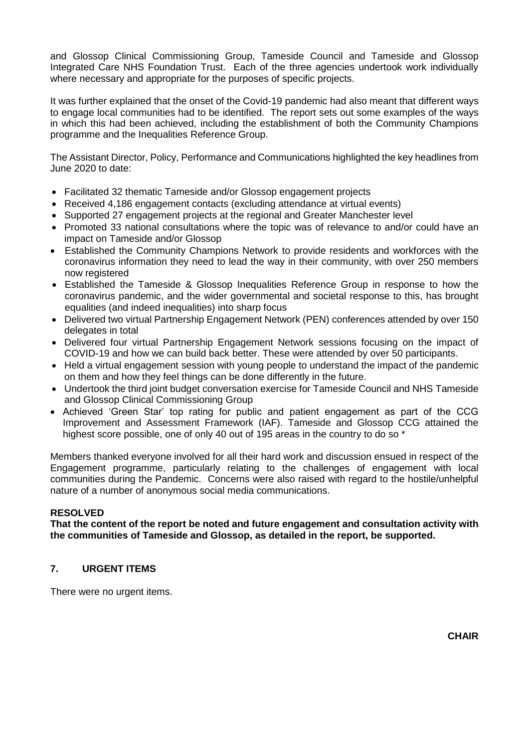and Glossop Clinical Commissioning Group, Tameside Council and Tameside and Glossop Integrated Care NHS Foundation Trust. Each of the three agencies undertook work individually where necessary and appropriate for the purposes of specific projects.

It was further explained that the onset of the Covid-19 pandemic had also meant that different ways to engage local communities had to be identified. The report sets out some examples of the ways in which this had been achieved, including the establishment of both the Community Champions programme and the Inequalities Reference Group.

The Assistant Director, Policy, Performance and Communications highlighted the key headlines from June 2020 to date:

- Facilitated 32 thematic Tameside and/or Glossop engagement projects
- Received 4,186 engagement contacts (excluding attendance at virtual events)
- Supported 27 engagement projects at the regional and Greater Manchester level
- Promoted 33 national consultations where the topic was of relevance to and/or could have an impact on Tameside and/or Glossop
- Established the Community Champions Network to provide residents and workforces with the coronavirus information they need to lead the way in their community, with over 250 members now registered
- Established the Tameside & Glossop Inequalities Reference Group in response to how the coronavirus pandemic, and the wider governmental and societal response to this, has brought equalities (and indeed inequalities) into sharp focus
- Delivered two virtual Partnership Engagement Network (PEN) conferences attended by over 150 delegates in total
- Delivered four virtual Partnership Engagement Network sessions focusing on the impact of COVID-19 and how we can build back better. These were attended by over 50 participants.
- Held a virtual engagement session with young people to understand the impact of the pandemic on them and how they feel things can be done differently in the future.
- Undertook the third joint budget conversation exercise for Tameside Council and NHS Tameside and Glossop Clinical Commissioning Group
- Achieved 'Green Star' top rating for public and patient engagement as part of the CCG Improvement and Assessment Framework (IAF). Tameside and Glossop CCG attained the highest score possible, one of only 40 out of 195 areas in the country to do so *

Members thanked everyone involved for all their hard work and discussion ensued in respect of the Engagement programme, particularly relating to the challenges of engagement with local communities during the Pandemic. Concerns were also raised with regard to the hostile/unhelpful nature of a number of anonymous social media communications.

**RESOLVED**

**That the content of the report be noted and future engagement and consultation activity with the communities of Tameside and Glossop, as detailed in the report, be supported.**

## 7. URGENT ITEMS

There were no urgent items.

**CHAIR**